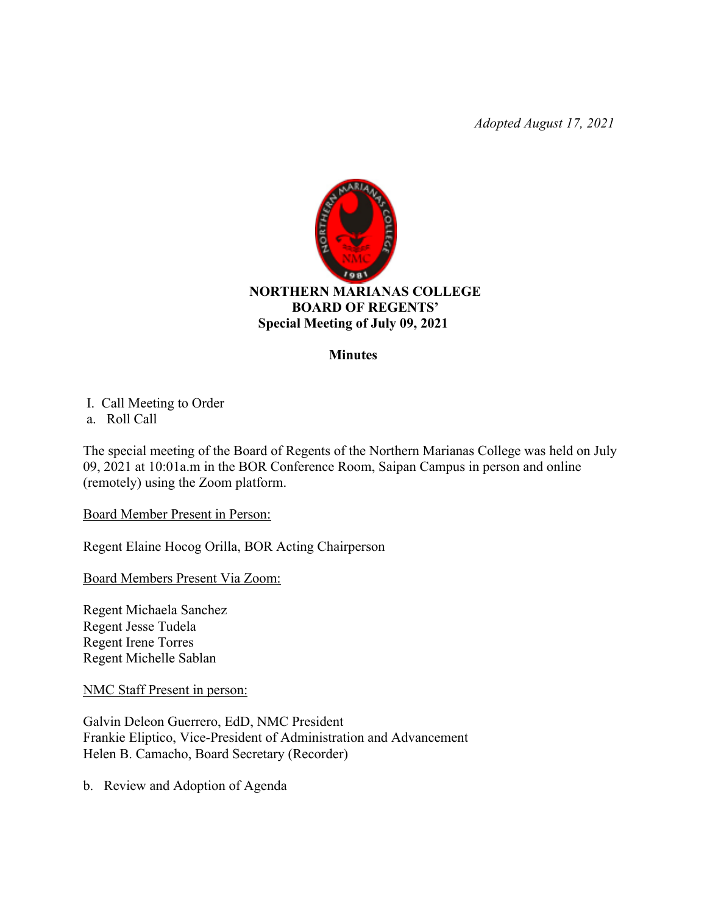*Adopted August 17, 2021*

**NORTHERN MARIANAS COLLEGE**
**BOARD OF REGENTS'**
**Special Meeting of July 09, 2021**

**Minutes**

I. Call Meeting to Order

a. Roll Call

The special meeting of the Board of Regents of the Northern Marianas College was held on July 09, 2021 at 10:01a.m in the BOR Conference Room, Saipan Campus in person and online (remotely) using the Zoom platform.

Board Member Present in Person:

Regent Elaine Hocog Orilla, BOR Acting Chairperson

Board Members Present Via Zoom:

Regent Michaela Sanchez
Regent Jesse Tudela
Regent Irene Torres
Regent Michelle Sablan

NMC Staff Present in person:

Galvin Deleon Guerrero, EdD, NMC President
Frankie Eliptico, Vice-President of Administration and Advancement
Helen B. Camacho, Board Secretary (Recorder)

b. Review and Adoption of Agenda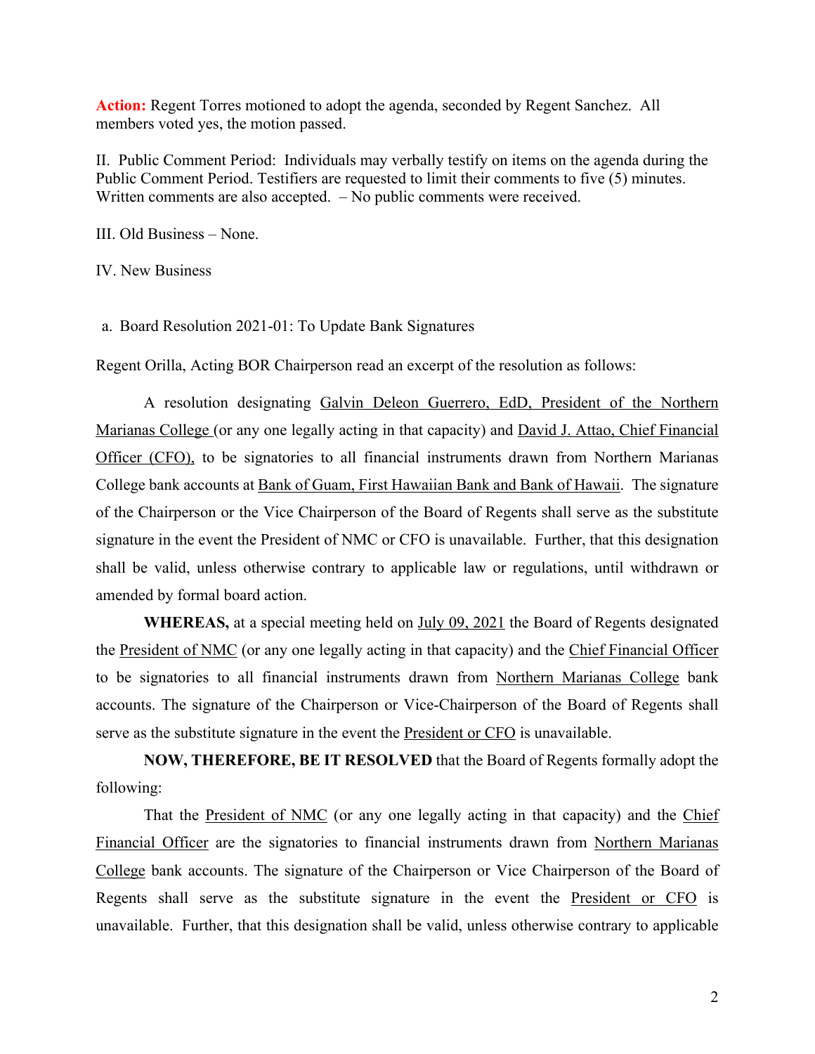**Action:** Regent Torres motioned to adopt the agenda, seconded by Regent Sanchez. All members voted yes, the motion passed.

II. Public Comment Period: Individuals may verbally testify on items on the agenda during the Public Comment Period. Testifiers are requested to limit their comments to five (5) minutes. Written comments are also accepted. – No public comments were received.

III. Old Business – None.

IV. New Business

a. Board Resolution 2021-01: To Update Bank Signatures

Regent Orilla, Acting BOR Chairperson read an excerpt of the resolution as follows:

A resolution designating Galvin Deleon Guerrero, EdD, President of the Northern Marianas College (or any one legally acting in that capacity) and David J. Attao, Chief Financial Officer (CFO), to be signatories to all financial instruments drawn from Northern Marianas College bank accounts at Bank of Guam, First Hawaiian Bank and Bank of Hawaii. The signature of the Chairperson or the Vice Chairperson of the Board of Regents shall serve as the substitute signature in the event the President of NMC or CFO is unavailable. Further, that this designation shall be valid, unless otherwise contrary to applicable law or regulations, until withdrawn or amended by formal board action.

**WHEREAS,** at a special meeting held on July 09, 2021 the Board of Regents designated the President of NMC (or any one legally acting in that capacity) and the Chief Financial Officer to be signatories to all financial instruments drawn from Northern Marianas College bank accounts. The signature of the Chairperson or Vice-Chairperson of the Board of Regents shall serve as the substitute signature in the event the President or CFO is unavailable.

**NOW, THEREFORE, BE IT RESOLVED** that the Board of Regents formally adopt the following:

That the President of NMC (or any one legally acting in that capacity) and the Chief Financial Officer are the signatories to financial instruments drawn from Northern Marianas College bank accounts. The signature of the Chairperson or Vice Chairperson of the Board of Regents shall serve as the substitute signature in the event the President or CFO is unavailable. Further, that this designation shall be valid, unless otherwise contrary to applicable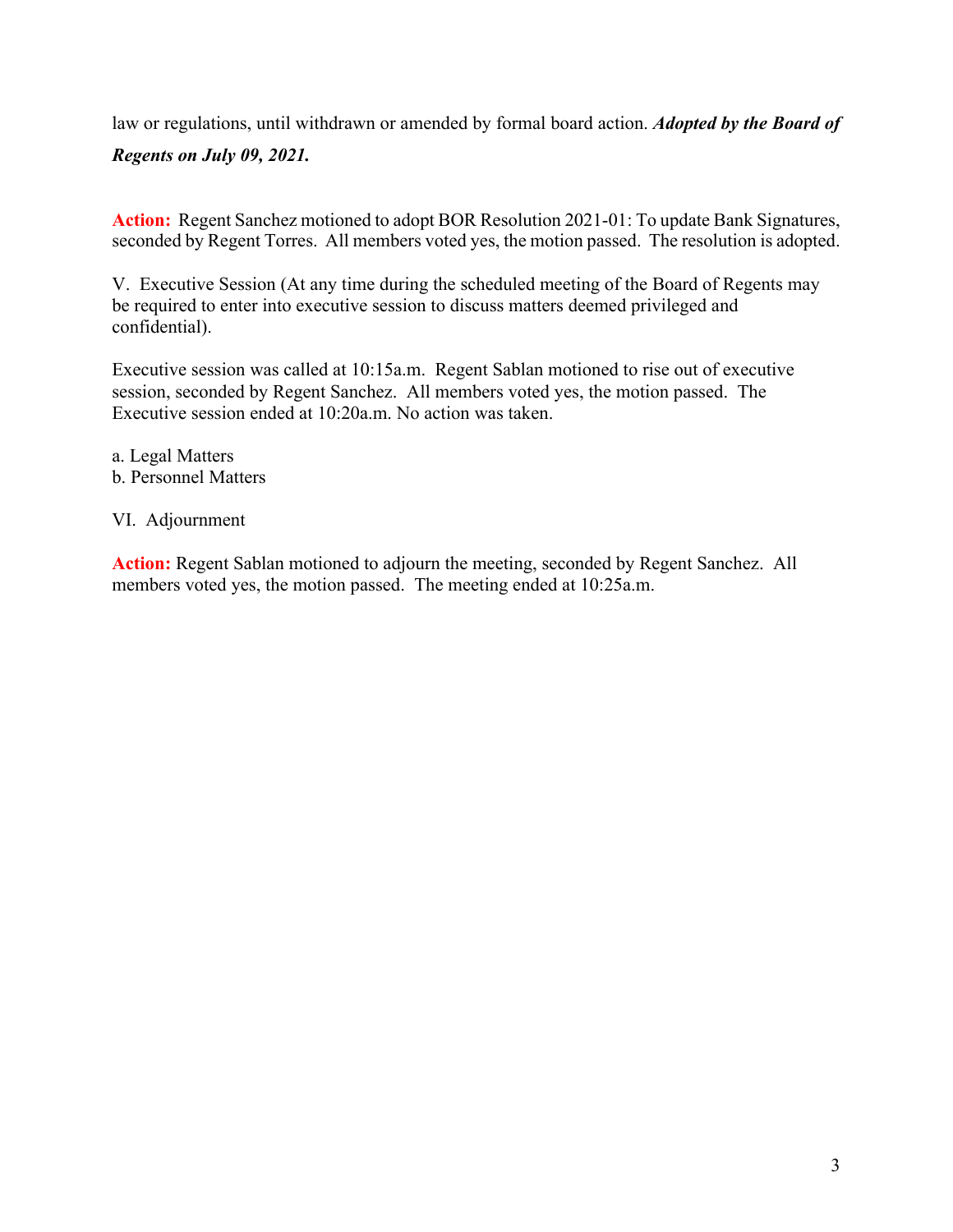law or regulations, until withdrawn or amended by formal board action. ***Adopted by the Board of Regents on July 09, 2021.***

**Action:** Regent Sanchez motioned to adopt BOR Resolution 2021-01: To update Bank Signatures, seconded by Regent Torres. All members voted yes, the motion passed. The resolution is adopted.

V. Executive Session (At any time during the scheduled meeting of the Board of Regents may be required to enter into executive session to discuss matters deemed privileged and confidential).

Executive session was called at 10:15a.m. Regent Sablan motioned to rise out of executive session, seconded by Regent Sanchez. All members voted yes, the motion passed. The Executive session ended at 10:20a.m. No action was taken.

a. Legal Matters
b. Personnel Matters

VI. Adjournment

**Action:** Regent Sablan motioned to adjourn the meeting, seconded by Regent Sanchez. All members voted yes, the motion passed. The meeting ended at 10:25a.m.